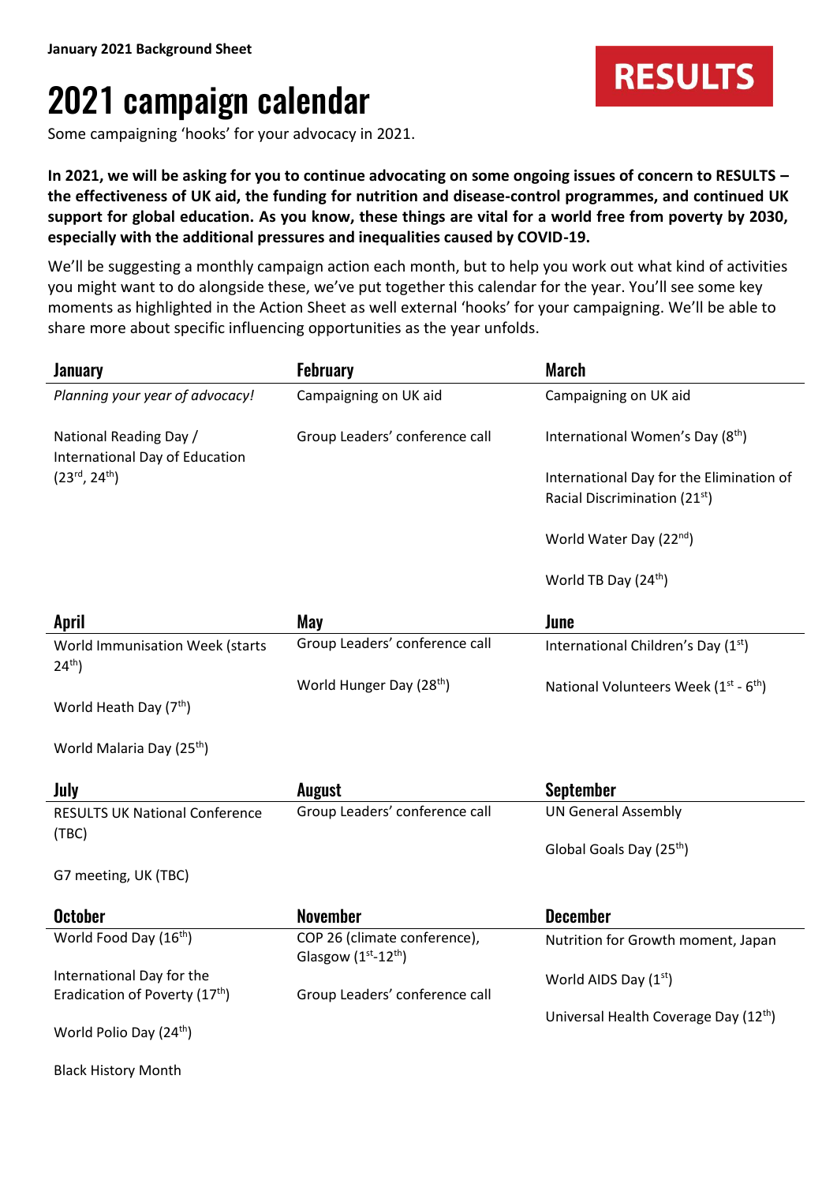**January 2021 Background Sheet**

RESULTS

# 2021 campaign calendar

Some campaigning 'hooks' for your advocacy in 2021.

**In 2021, we will be asking for you to continue advocating on some ongoing issues of concern to RESULTS – the effectiveness of UK aid, the funding for nutrition and disease-control programmes, and continued UK support for global education. As you know, these things are vital for a world free from poverty by 2030, especially with the additional pressures and inequalities caused by COVID-19.**

We'll be suggesting a monthly campaign action each month, but to help you work out what kind of activities you might want to do alongside these, we've put together this calendar for the year. You'll see some key moments as highlighted in the Action Sheet as well external 'hooks' for your campaigning. We'll be able to share more about specific influencing opportunities as the year unfolds.

## January

*Planning your year of advocacy!*

National Reading Day / International Day of Education (23rd, 24th)

## February

Campaigning on UK aid

Group Leaders' conference call

## March

Campaigning on UK aid

International Women's Day (8th)

International Day for the Elimination of Racial Discrimination (21st)

World Water Day (22nd)

World TB Day (24th)

## April

World Immunisation Week (starts 24th)

World Heath Day (7th)

World Malaria Day (25th)

## May

Group Leaders' conference call

World Hunger Day (28th)

## June

International Children's Day (1st)

National Volunteers Week (1st - 6th)

## July

RESULTS UK National Conference (TBC)

G7 meeting, UK (TBC)

## August

Group Leaders' conference call

## September

UN General Assembly

Global Goals Day (25th)

## October

World Food Day (16th)

International Day for the Eradication of Poverty (17th)

World Polio Day (24th)

Black History Month

## November

COP 26 (climate conference), Glasgow (1st-12th)

Group Leaders' conference call

## December

Nutrition for Growth moment, Japan

World AIDS Day (1st)

Universal Health Coverage Day (12th)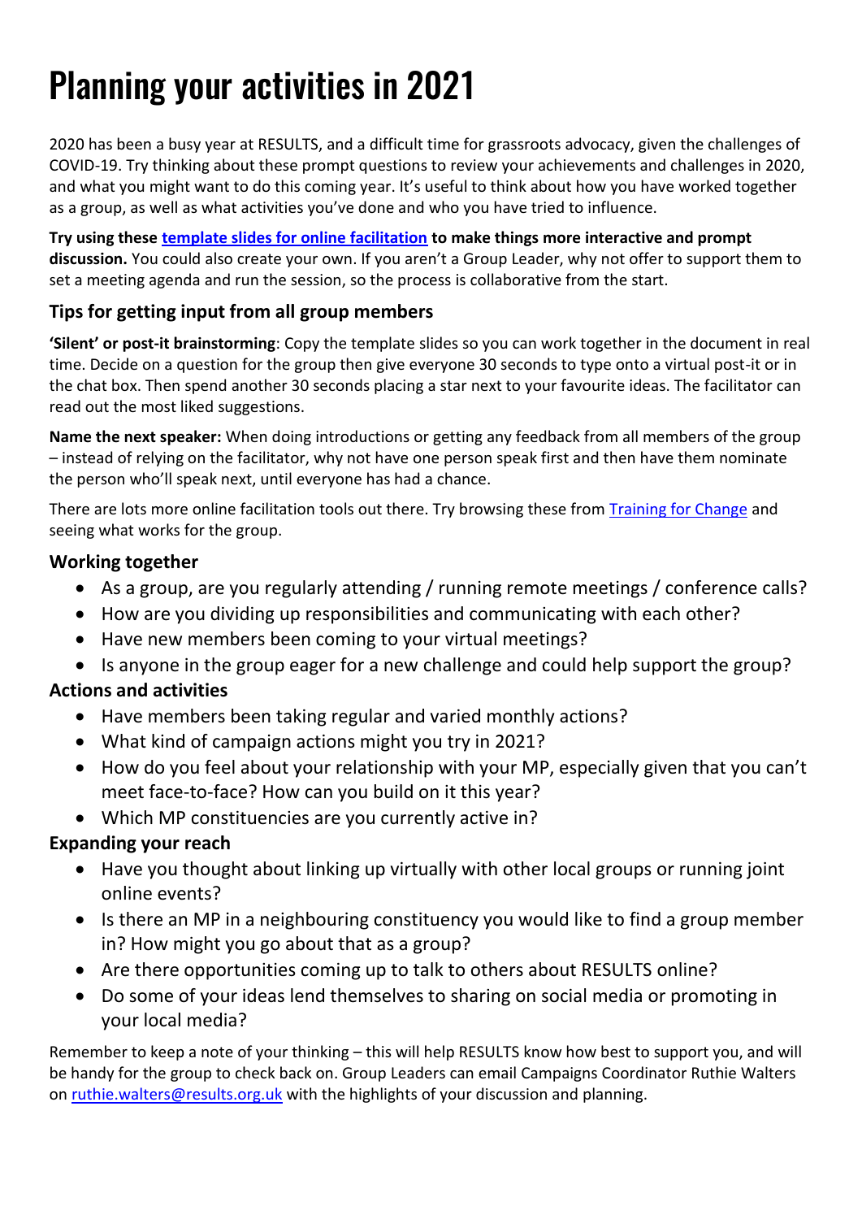# Planning your activities in 2021

2020 has been a busy year at RESULTS, and a difficult time for grassroots advocacy, given the challenges of COVID-19. Try thinking about these prompt questions to review your achievements and challenges in 2020, and what you might want to do this coming year. It's useful to think about how you have worked together as a group, as well as what activities you've done and who you have tried to influence.

**Try using these [template slides for online facilitation](#) to make things more interactive and prompt discussion.** You could also create your own. If you aren't a Group Leader, why not offer to support them to set a meeting agenda and run the session, so the process is collaborative from the start.

### Tips for getting input from all group members

**'Silent' or post-it brainstorming**: Copy the template slides so you can work together in the document in real time. Decide on a question for the group then give everyone 30 seconds to type onto a virtual post-it or in the chat box. Then spend another 30 seconds placing a star next to your favourite ideas. The facilitator can read out the most liked suggestions.

**Name the next speaker:** When doing introductions or getting any feedback from all members of the group – instead of relying on the facilitator, why not have one person speak first and then have them nominate the person who'll speak next, until everyone has had a chance.

There are lots more online facilitation tools out there. Try browsing these from [Training for Change](#) and seeing what works for the group.

### Working together

- As a group, are you regularly attending / running remote meetings / conference calls?
- How are you dividing up responsibilities and communicating with each other?
- Have new members been coming to your virtual meetings?
- Is anyone in the group eager for a new challenge and could help support the group?

### Actions and activities

- Have members been taking regular and varied monthly actions?
- What kind of campaign actions might you try in 2021?
- How do you feel about your relationship with your MP, especially given that you can't meet face-to-face? How can you build on it this year?
- Which MP constituencies are you currently active in?

### Expanding your reach

- Have you thought about linking up virtually with other local groups or running joint online events?
- Is there an MP in a neighbouring constituency you would like to find a group member in? How might you go about that as a group?
- Are there opportunities coming up to talk to others about RESULTS online?
- Do some of your ideas lend themselves to sharing on social media or promoting in your local media?

Remember to keep a note of your thinking – this will help RESULTS know how best to support you, and will be handy for the group to check back on. Group Leaders can email Campaigns Coordinator Ruthie Walters on [ruthie.walters@results.org.uk](mailto:ruthie.walters@results.org.uk) with the highlights of your discussion and planning.